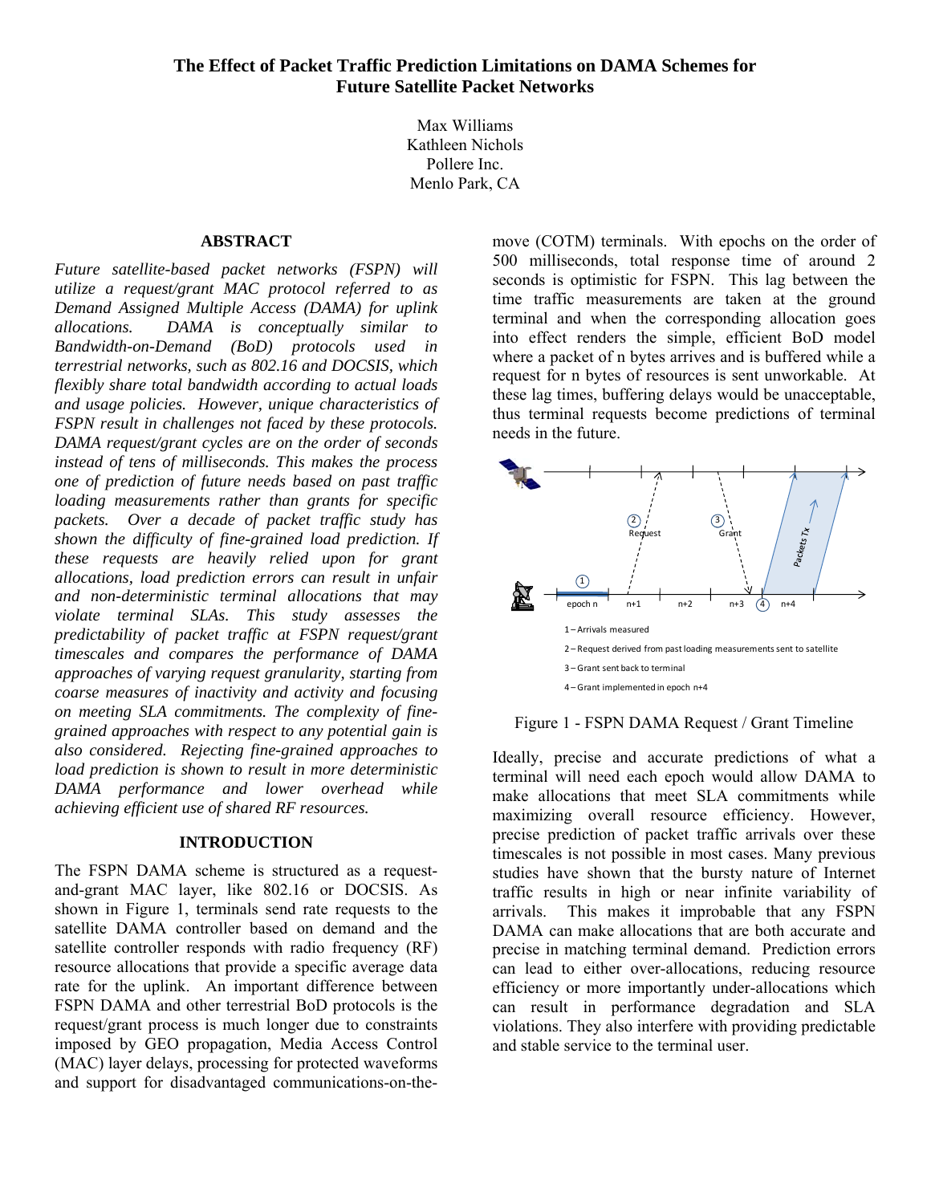# The Effect of Packet Traffic Prediction Limitations on DAMA Schemes for Future Satellite Packet Networks

Max Williams
Kathleen Nichols
Pollere Inc.
Menlo Park, CA

## ABSTRACT

*Future satellite-based packet networks (FSPN) will utilize a request/grant MAC protocol referred to as Demand Assigned Multiple Access (DAMA) for uplink allocations. DAMA is conceptually similar to Bandwidth-on-Demand (BoD) protocols used in terrestrial networks, such as 802.16 and DOCSIS, which flexibly share total bandwidth according to actual loads and usage policies. However, unique characteristics of FSPN result in challenges not faced by these protocols. DAMA request/grant cycles are on the order of seconds instead of tens of milliseconds. This makes the process one of prediction of future needs based on past traffic loading measurements rather than grants for specific packets. Over a decade of packet traffic study has shown the difficulty of fine-grained load prediction. If these requests are heavily relied upon for grant allocations, load prediction errors can result in unfair and non-deterministic terminal allocations that may violate terminal SLAs. This study assesses the predictability of packet traffic at FSPN request/grant timescales and compares the performance of DAMA approaches of varying request granularity, starting from coarse measures of inactivity and activity and focusing on meeting SLA commitments. The complexity of fine-grained approaches with respect to any potential gain is also considered. Rejecting fine-grained approaches to load prediction is shown to result in more deterministic DAMA performance and lower overhead while achieving efficient use of shared RF resources.*

## INTRODUCTION

The FSPN DAMA scheme is structured as a request-and-grant MAC layer, like 802.16 or DOCSIS. As shown in Figure 1, terminals send rate requests to the satellite DAMA controller based on demand and the satellite controller responds with radio frequency (RF) resource allocations that provide a specific average data rate for the uplink. An important difference between FSPN DAMA and other terrestrial BoD protocols is the request/grant process is much longer due to constraints imposed by GEO propagation, Media Access Control (MAC) layer delays, processing for protected waveforms and support for disadvantaged communications-on-the-move (COTM) terminals. With epochs on the order of 500 milliseconds, total response time of around 2 seconds is optimistic for FSPN. This lag between the time traffic measurements are taken at the ground terminal and when the corresponding allocation goes into effect renders the simple, efficient BoD model where a packet of n bytes arrives and is buffered while a request for n bytes of resources is sent unworkable. At these lag times, buffering delays would be unacceptable, thus terminal requests become predictions of terminal needs in the future.

1 – Arrivals measured
2 – Request derived from past loading measurements sent to satellite
3 – Grant sent back to terminal
4 – Grant implemented in epoch n+4

Figure 1 - FSPN DAMA Request / Grant Timeline

Ideally, precise and accurate predictions of what a terminal will need each epoch would allow DAMA to make allocations that meet SLA commitments while maximizing overall resource efficiency. However, precise prediction of packet traffic arrivals over these timescales is not possible in most cases. Many previous studies have shown that the bursty nature of Internet traffic results in high or near infinite variability of arrivals. This makes it improbable that any FSPN DAMA can make allocations that are both accurate and precise in matching terminal demand. Prediction errors can lead to either over-allocations, reducing resource efficiency or more importantly under-allocations which can result in performance degradation and SLA violations. They also interfere with providing predictable and stable service to the terminal user.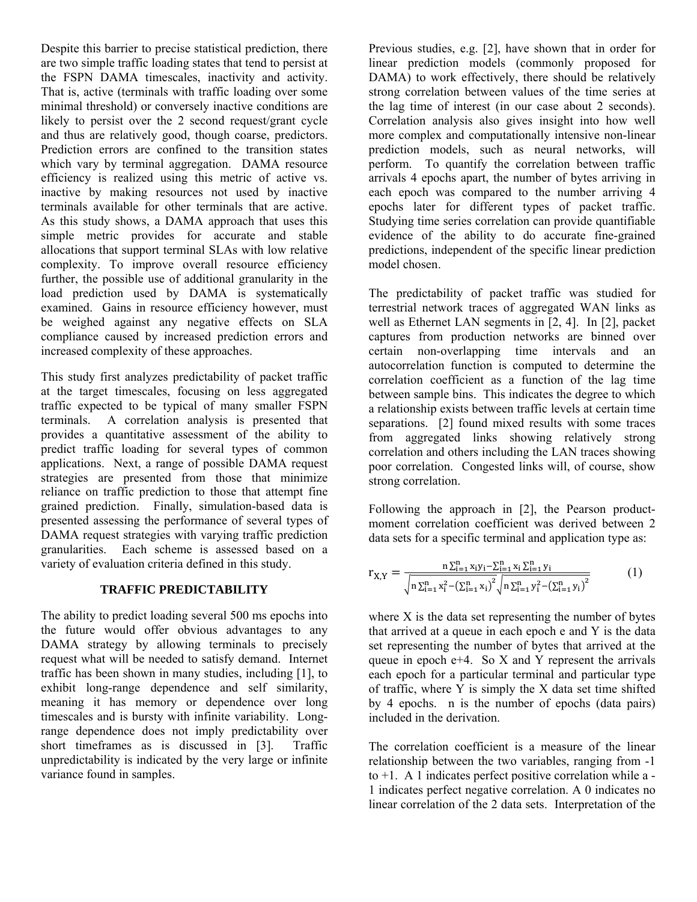Despite this barrier to precise statistical prediction, there are two simple traffic loading states that tend to persist at the FSPN DAMA timescales, inactivity and activity. That is, active (terminals with traffic loading over some minimal threshold) or conversely inactive conditions are likely to persist over the 2 second request/grant cycle and thus are relatively good, though coarse, predictors. Prediction errors are confined to the transition states which vary by terminal aggregation. DAMA resource efficiency is realized using this metric of active vs. inactive by making resources not used by inactive terminals available for other terminals that are active. As this study shows, a DAMA approach that uses this simple metric provides for accurate and stable allocations that support terminal SLAs with low relative complexity. To improve overall resource efficiency further, the possible use of additional granularity in the load prediction used by DAMA is systematically examined. Gains in resource efficiency however, must be weighed against any negative effects on SLA compliance caused by increased prediction errors and increased complexity of these approaches.

This study first analyzes predictability of packet traffic at the target timescales, focusing on less aggregated traffic expected to be typical of many smaller FSPN terminals. A correlation analysis is presented that provides a quantitative assessment of the ability to predict traffic loading for several types of common applications. Next, a range of possible DAMA request strategies are presented from those that minimize reliance on traffic prediction to those that attempt fine grained prediction. Finally, simulation-based data is presented assessing the performance of several types of DAMA request strategies with varying traffic prediction granularities. Each scheme is assessed based on a variety of evaluation criteria defined in this study.

## TRAFFIC PREDICTABILITY

The ability to predict loading several 500 ms epochs into the future would offer obvious advantages to any DAMA strategy by allowing terminals to precisely request what will be needed to satisfy demand. Internet traffic has been shown in many studies, including [1], to exhibit long-range dependence and self similarity, meaning it has memory or dependence over long timescales and is bursty with infinite variability. Long-range dependence does not imply predictability over short timeframes as is discussed in [3]. Traffic unpredictability is indicated by the very large or infinite variance found in samples.

Previous studies, e.g. [2], have shown that in order for linear prediction models (commonly proposed for DAMA) to work effectively, there should be relatively strong correlation between values of the time series at the lag time of interest (in our case about 2 seconds). Correlation analysis also gives insight into how well more complex and computationally intensive non-linear prediction models, such as neural networks, will perform. To quantify the correlation between traffic arrivals 4 epochs apart, the number of bytes arriving in each epoch was compared to the number arriving 4 epochs later for different types of packet traffic. Studying time series correlation can provide quantifiable evidence of the ability to do accurate fine-grained predictions, independent of the specific linear prediction model chosen.

The predictability of packet traffic was studied for terrestrial network traces of aggregated WAN links as well as Ethernet LAN segments in [2, 4]. In [2], packet captures from production networks are binned over certain non-overlapping time intervals and an autocorrelation function is computed to determine the correlation coefficient as a function of the lag time between sample bins. This indicates the degree to which a relationship exists between traffic levels at certain time separations. [2] found mixed results with some traces from aggregated links showing relatively strong correlation and others including the LAN traces showing poor correlation. Congested links will, of course, show strong correlation.

Following the approach in [2], the Pearson product-moment correlation coefficient was derived between 2 data sets for a specific terminal and application type as:

$$r_{X,Y} = \frac{n\sum_{i=1}^{n} x_i y_i - \sum_{i=1}^{n} x_i \sum_{i=1}^{n} y_i}{\sqrt{n\sum_{i=1}^{n} x_i^2 - \left(\sum_{i=1}^{n} x_i\right)^2}\sqrt{n\sum_{i=1}^{n} y_i^2 - \left(\sum_{i=1}^{n} y_i\right)^2}} \qquad (1)$$

where X is the data set representing the number of bytes that arrived at a queue in each epoch e and Y is the data set representing the number of bytes that arrived at the queue in epoch e+4. So X and Y represent the arrivals each epoch for a particular terminal and particular type of traffic, where Y is simply the X data set time shifted by 4 epochs. n is the number of epochs (data pairs) included in the derivation.

The correlation coefficient is a measure of the linear relationship between the two variables, ranging from -1 to +1. A 1 indicates perfect positive correlation while a -1 indicates perfect negative correlation. A 0 indicates no linear correlation of the 2 data sets. Interpretation of the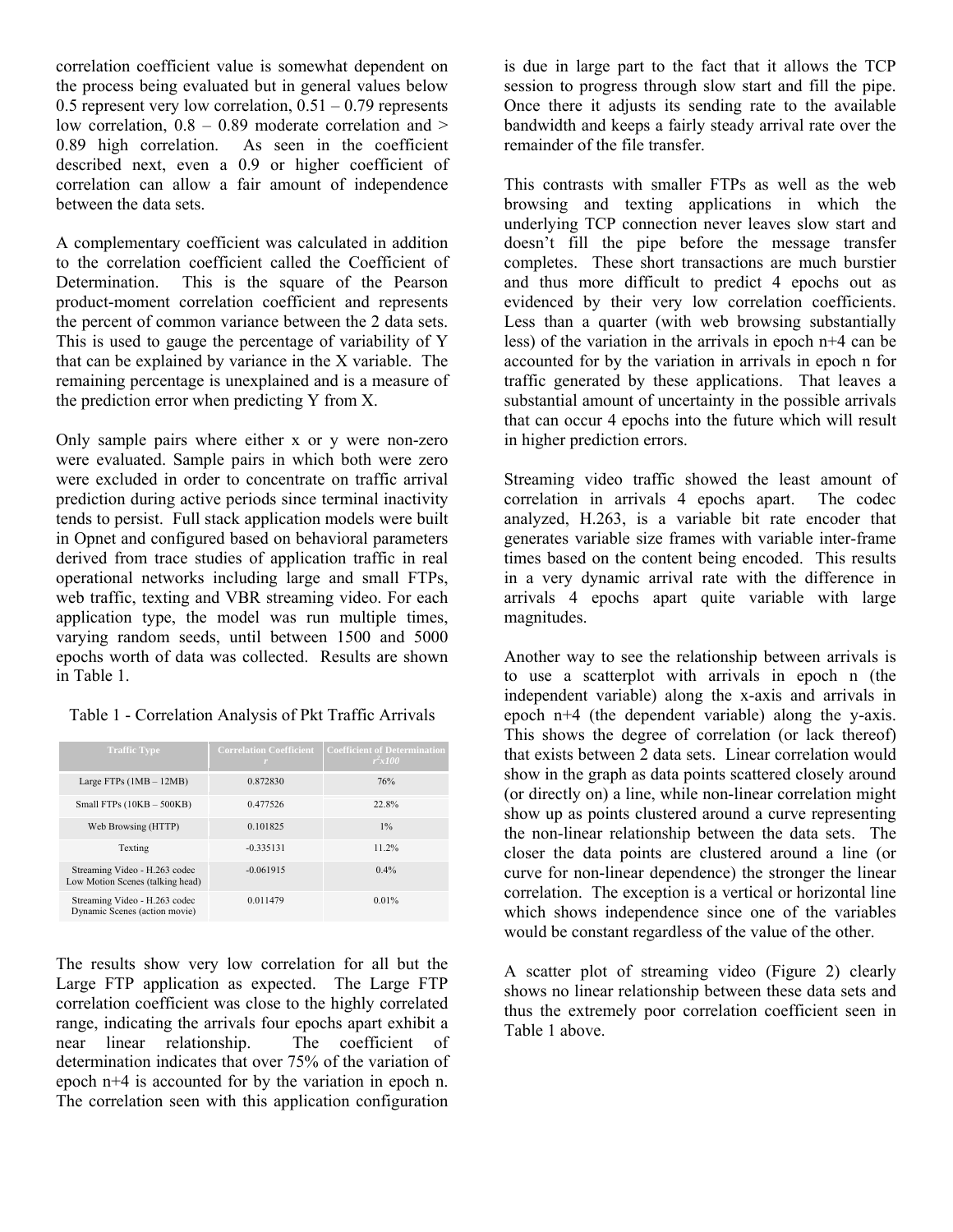correlation coefficient value is somewhat dependent on the process being evaluated but in general values below 0.5 represent very low correlation, 0.51 – 0.79 represents low correlation, 0.8 – 0.89 moderate correlation and > 0.89 high correlation. As seen in the coefficient described next, even a 0.9 or higher coefficient of correlation can allow a fair amount of independence between the data sets.

A complementary coefficient was calculated in addition to the correlation coefficient called the Coefficient of Determination. This is the square of the Pearson product-moment correlation coefficient and represents the percent of common variance between the 2 data sets. This is used to gauge the percentage of variability of Y that can be explained by variance in the X variable. The remaining percentage is unexplained and is a measure of the prediction error when predicting Y from X.

Only sample pairs where either x or y were non-zero were evaluated. Sample pairs in which both were zero were excluded in order to concentrate on traffic arrival prediction during active periods since terminal inactivity tends to persist. Full stack application models were built in Opnet and configured based on behavioral parameters derived from trace studies of application traffic in real operational networks including large and small FTPs, web traffic, texting and VBR streaming video. For each application type, the model was run multiple times, varying random seeds, until between 1500 and 5000 epochs worth of data was collected. Results are shown in Table 1.

Table 1 - Correlation Analysis of Pkt Traffic Arrivals

| Traffic Type | Correlation Coefficient $r$ | Coefficient of Determination $r^2x100$ |
|---|---|---|
| Large FTPs (1MB – 12MB) | 0.872830 | 76% |
| Small FTPs (10KB – 500KB) | 0.477526 | 22.8% |
| Web Browsing (HTTP) | 0.101825 | 1% |
| Texting | -0.335131 | 11.2% |
| Streaming Video - H.263 codec Low Motion Scenes (talking head) | -0.061915 | 0.4% |
| Streaming Video - H.263 codec Dynamic Scenes (action movie) | 0.011479 | 0.01% |

The results show very low correlation for all but the Large FTP application as expected. The Large FTP correlation coefficient was close to the highly correlated range, indicating the arrivals four epochs apart exhibit a near linear relationship. The coefficient of determination indicates that over 75% of the variation of epoch n+4 is accounted for by the variation in epoch n. The correlation seen with this application configuration is due in large part to the fact that it allows the TCP session to progress through slow start and fill the pipe. Once there it adjusts its sending rate to the available bandwidth and keeps a fairly steady arrival rate over the remainder of the file transfer.

This contrasts with smaller FTPs as well as the web browsing and texting applications in which the underlying TCP connection never leaves slow start and doesn't fill the pipe before the message transfer completes. These short transactions are much burstier and thus more difficult to predict 4 epochs out as evidenced by their very low correlation coefficients. Less than a quarter (with web browsing substantially less) of the variation in the arrivals in epoch n+4 can be accounted for by the variation in arrivals in epoch n for traffic generated by these applications. That leaves a substantial amount of uncertainty in the possible arrivals that can occur 4 epochs into the future which will result in higher prediction errors.

Streaming video traffic showed the least amount of correlation in arrivals 4 epochs apart. The codec analyzed, H.263, is a variable bit rate encoder that generates variable size frames with variable inter-frame times based on the content being encoded. This results in a very dynamic arrival rate with the difference in arrivals 4 epochs apart quite variable with large magnitudes.

Another way to see the relationship between arrivals is to use a scatterplot with arrivals in epoch n (the independent variable) along the x-axis and arrivals in epoch n+4 (the dependent variable) along the y-axis. This shows the degree of correlation (or lack thereof) that exists between 2 data sets. Linear correlation would show in the graph as data points scattered closely around (or directly on) a line, while non-linear correlation might show up as points clustered around a curve representing the non-linear relationship between the data sets. The closer the data points are clustered around a line (or curve for non-linear dependence) the stronger the linear correlation. The exception is a vertical or horizontal line which shows independence since one of the variables would be constant regardless of the value of the other.

A scatter plot of streaming video (Figure 2) clearly shows no linear relationship between these data sets and thus the extremely poor correlation coefficient seen in Table 1 above.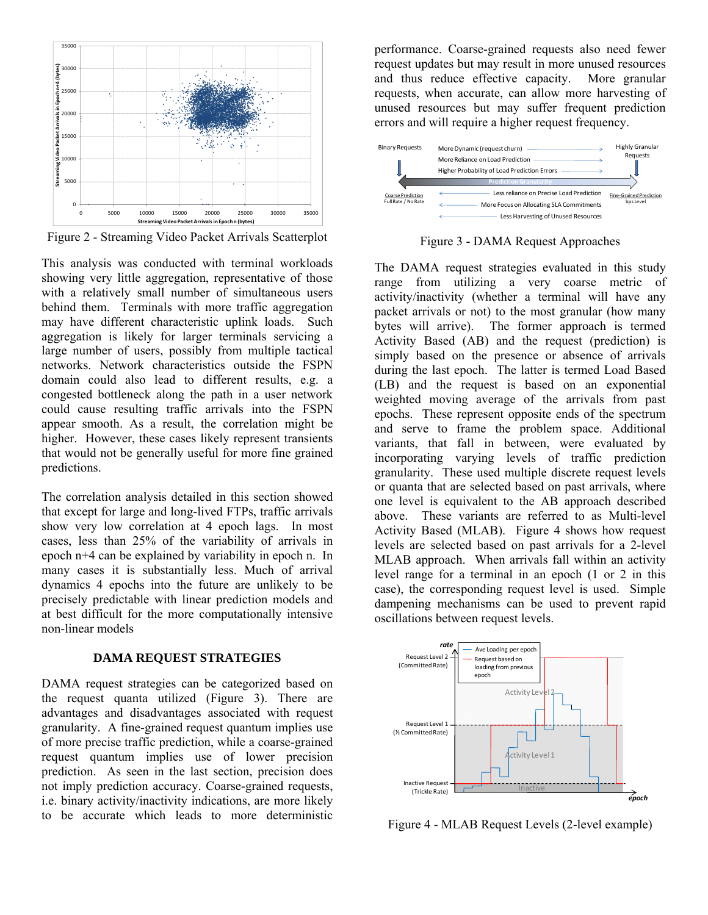Figure 2 - Streaming Video Packet Arrivals Scatterplot

This analysis was conducted with terminal workloads showing very little aggregation, representative of those with a relatively small number of simultaneous users behind them. Terminals with more traffic aggregation may have different characteristic uplink loads. Such aggregation is likely for larger terminals servicing a large number of users, possibly from multiple tactical networks. Network characteristics outside the FSPN domain could also lead to different results, e.g. a congested bottleneck along the path in a user network could cause resulting traffic arrivals into the FSPN appear smooth. As a result, the correlation might be higher. However, these cases likely represent transients that would not be generally useful for more fine grained predictions.

The correlation analysis detailed in this section showed that except for large and long-lived FTPs, traffic arrivals show very low correlation at 4 epoch lags. In most cases, less than 25% of the variability of arrivals in epoch n+4 can be explained by variability in epoch n. In many cases it is substantially less. Much of arrival dynamics 4 epochs into the future are unlikely to be precisely predictable with linear prediction models and at best difficult for the more computationally intensive non-linear models

## DAMA REQUEST STRATEGIES

DAMA request strategies can be categorized based on the request quanta utilized (Figure 3). There are advantages and disadvantages associated with request granularity. A fine-grained request quantum implies use of more precise traffic prediction, while a coarse-grained request quantum implies use of lower precision prediction. As seen in the last section, precision does not imply prediction accuracy. Coarse-grained requests, i.e. binary activity/inactivity indications, are more likely to be accurate which leads to more deterministic performance. Coarse-grained requests also need fewer request updates but may result in more unused resources and thus reduce effective capacity. More granular requests, when accurate, can allow more harvesting of unused resources but may suffer frequent prediction errors and will require a higher request frequency.

Figure 3 - DAMA Request Approaches

The DAMA request strategies evaluated in this study range from utilizing a very coarse metric of activity/inactivity (whether a terminal will have any packet arrivals or not) to the most granular (how many bytes will arrive). The former approach is termed Activity Based (AB) and the request (prediction) is simply based on the presence or absence of arrivals during the last epoch. The latter is termed Load Based (LB) and the request is based on an exponential weighted moving average of the arrivals from past epochs. These represent opposite ends of the spectrum and serve to frame the problem space. Additional variants, that fall in between, were evaluated by incorporating varying levels of traffic prediction granularity. These used multiple discrete request levels or quanta that are selected based on past arrivals, where one level is equivalent to the AB approach described above. These variants are referred to as Multi-level Activity Based (MLAB). Figure 4 shows how request levels are selected based on past arrivals for a 2-level MLAB approach. When arrivals fall within an activity level range for a terminal in an epoch (1 or 2 in this case), the corresponding request level is used. Simple dampening mechanisms can be used to prevent rapid oscillations between request levels.

Figure 4 - MLAB Request Levels (2-level example)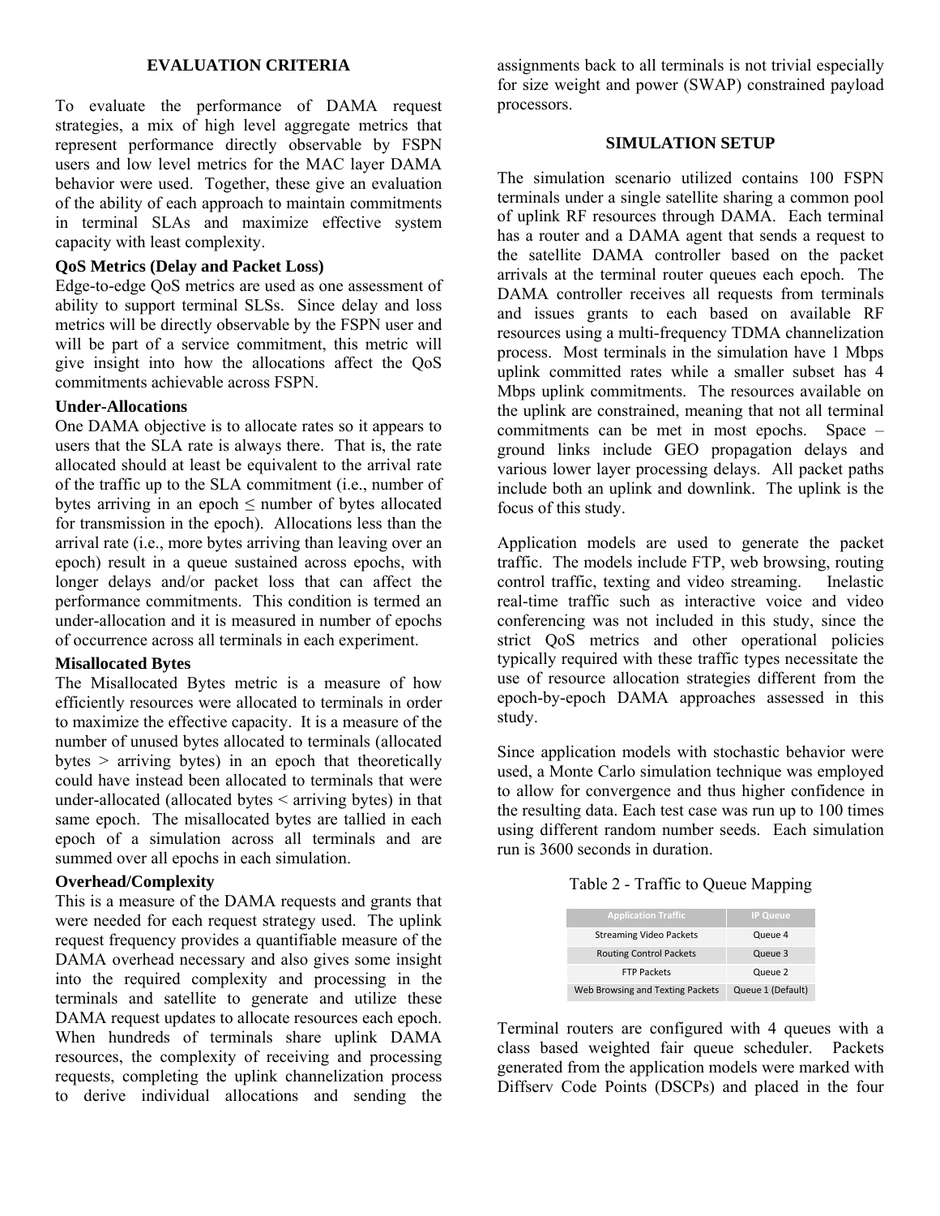## EVALUATION CRITERIA

To evaluate the performance of DAMA request strategies, a mix of high level aggregate metrics that represent performance directly observable by FSPN users and low level metrics for the MAC layer DAMA behavior were used. Together, these give an evaluation of the ability of each approach to maintain commitments in terminal SLAs and maximize effective system capacity with least complexity.

### QoS Metrics (Delay and Packet Loss)

Edge-to-edge QoS metrics are used as one assessment of ability to support terminal SLSs. Since delay and loss metrics will be directly observable by the FSPN user and will be part of a service commitment, this metric will give insight into how the allocations affect the QoS commitments achievable across FSPN.

### Under-Allocations

One DAMA objective is to allocate rates so it appears to users that the SLA rate is always there. That is, the rate allocated should at least be equivalent to the arrival rate of the traffic up to the SLA commitment (i.e., number of bytes arriving in an epoch ≤ number of bytes allocated for transmission in the epoch). Allocations less than the arrival rate (i.e., more bytes arriving than leaving over an epoch) result in a queue sustained across epochs, with longer delays and/or packet loss that can affect the performance commitments. This condition is termed an under-allocation and it is measured in number of epochs of occurrence across all terminals in each experiment.

### Misallocated Bytes

The Misallocated Bytes metric is a measure of how efficiently resources were allocated to terminals in order to maximize the effective capacity. It is a measure of the number of unused bytes allocated to terminals (allocated bytes > arriving bytes) in an epoch that theoretically could have instead been allocated to terminals that were under-allocated (allocated bytes < arriving bytes) in that same epoch. The misallocated bytes are tallied in each epoch of a simulation across all terminals and are summed over all epochs in each simulation.

### Overhead/Complexity

This is a measure of the DAMA requests and grants that were needed for each request strategy used. The uplink request frequency provides a quantifiable measure of the DAMA overhead necessary and also gives some insight into the required complexity and processing in the terminals and satellite to generate and utilize these DAMA request updates to allocate resources each epoch. When hundreds of terminals share uplink DAMA resources, the complexity of receiving and processing requests, completing the uplink channelization process to derive individual allocations and sending the assignments back to all terminals is not trivial especially for size weight and power (SWAP) constrained payload processors.

## SIMULATION SETUP

The simulation scenario utilized contains 100 FSPN terminals under a single satellite sharing a common pool of uplink RF resources through DAMA. Each terminal has a router and a DAMA agent that sends a request to the satellite DAMA controller based on the packet arrivals at the terminal router queues each epoch. The DAMA controller receives all requests from terminals and issues grants to each based on available RF resources using a multi-frequency TDMA channelization process. Most terminals in the simulation have 1 Mbps uplink committed rates while a smaller subset has 4 Mbps uplink commitments. The resources available on the uplink are constrained, meaning that not all terminal commitments can be met in most epochs. Space – ground links include GEO propagation delays and various lower layer processing delays. All packet paths include both an uplink and downlink. The uplink is the focus of this study.

Application models are used to generate the packet traffic. The models include FTP, web browsing, routing control traffic, texting and video streaming. Inelastic real-time traffic such as interactive voice and video conferencing was not included in this study, since the strict QoS metrics and other operational policies typically required with these traffic types necessitate the use of resource allocation strategies different from the epoch-by-epoch DAMA approaches assessed in this study.

Since application models with stochastic behavior were used, a Monte Carlo simulation technique was employed to allow for convergence and thus higher confidence in the resulting data. Each test case was run up to 100 times using different random number seeds. Each simulation run is 3600 seconds in duration.

Table 2 - Traffic to Queue Mapping

| Application Traffic | IP Queue |
|---|---|
| Streaming Video Packets | Queue 4 |
| Routing Control Packets | Queue 3 |
| FTP Packets | Queue 2 |
| Web Browsing and Texting Packets | Queue 1 (Default) |

Terminal routers are configured with 4 queues with a class based weighted fair queue scheduler. Packets generated from the application models were marked with Diffserv Code Points (DSCPs) and placed in the four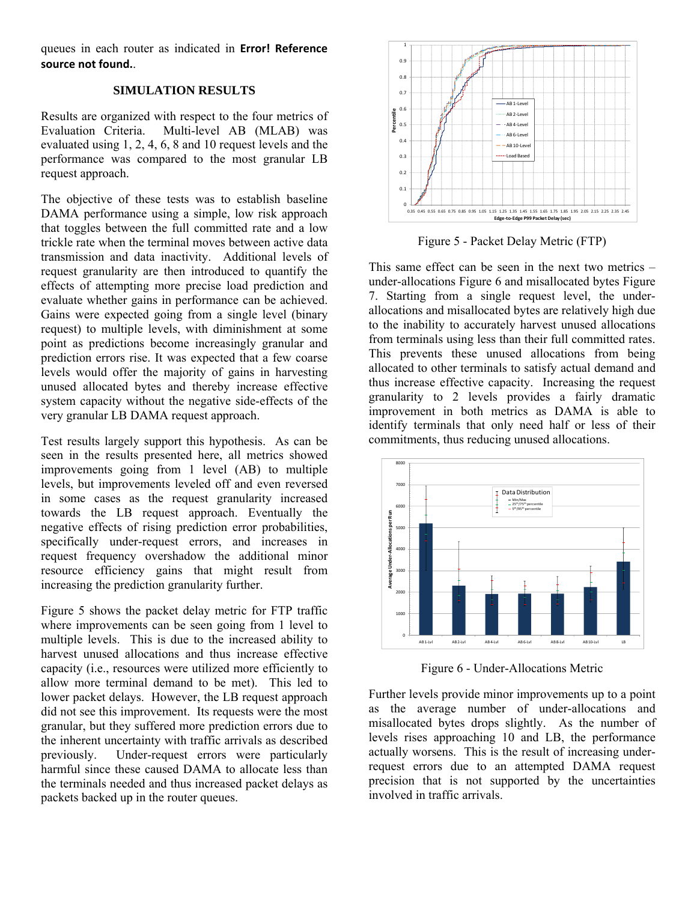queues in each router as indicated in **Error! Reference source not found.**.

## SIMULATION RESULTS

Results are organized with respect to the four metrics of Evaluation Criteria. Multi-level AB (MLAB) was evaluated using 1, 2, 4, 6, 8 and 10 request levels and the performance was compared to the most granular LB request approach.

The objective of these tests was to establish baseline DAMA performance using a simple, low risk approach that toggles between the full committed rate and a low trickle rate when the terminal moves between active data transmission and data inactivity. Additional levels of request granularity are then introduced to quantify the effects of attempting more precise load prediction and evaluate whether gains in performance can be achieved. Gains were expected going from a single level (binary request) to multiple levels, with diminishment at some point as predictions become increasingly granular and prediction errors rise. It was expected that a few coarse levels would offer the majority of gains in harvesting unused allocated bytes and thereby increase effective system capacity without the negative side-effects of the very granular LB DAMA request approach.

Test results largely support this hypothesis. As can be seen in the results presented here, all metrics showed improvements going from 1 level (AB) to multiple levels, but improvements leveled off and even reversed in some cases as the request granularity increased towards the LB request approach. Eventually the negative effects of rising prediction error probabilities, specifically under-request errors, and increases in request frequency overshadow the additional minor resource efficiency gains that might result from increasing the prediction granularity further.

Figure 5 shows the packet delay metric for FTP traffic where improvements can be seen going from 1 level to multiple levels. This is due to the increased ability to harvest unused allocations and thus increase effective capacity (i.e., resources were utilized more efficiently to allow more terminal demand to be met). This led to lower packet delays. However, the LB request approach did not see this improvement. Its requests were the most granular, but they suffered more prediction errors due to the inherent uncertainty with traffic arrivals as described previously. Under-request errors were particularly harmful since these caused DAMA to allocate less than the terminals needed and thus increased packet delays as packets backed up in the router queues.

Figure 5 - Packet Delay Metric (FTP)

This same effect can be seen in the next two metrics – under-allocations Figure 6 and misallocated bytes Figure 7. Starting from a single request level, the under-allocations and misallocated bytes are relatively high due to the inability to accurately harvest unused allocations from terminals using less than their full committed rates. This prevents these unused allocations from being allocated to other terminals to satisfy actual demand and thus increase effective capacity. Increasing the request granularity to 2 levels provides a fairly dramatic improvement in both metrics as DAMA is able to identify terminals that only need half or less of their commitments, thus reducing unused allocations.

Figure 6 - Under-Allocations Metric

Further levels provide minor improvements up to a point as the average number of under-allocations and misallocated bytes drops slightly. As the number of levels rises approaching 10 and LB, the performance actually worsens. This is the result of increasing under-request errors due to an attempted DAMA request precision that is not supported by the uncertainties involved in traffic arrivals.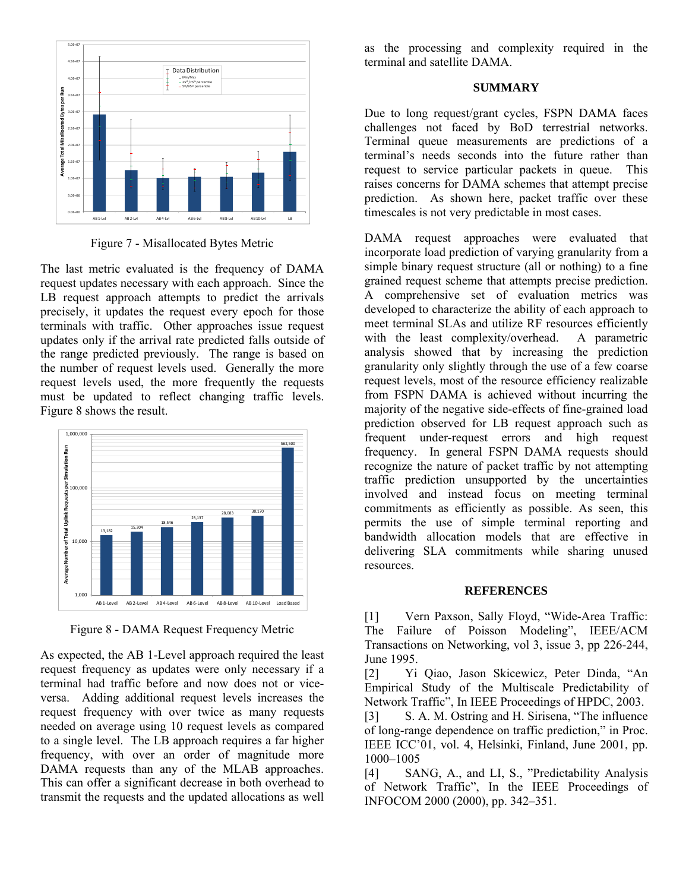5.0E+07
4.5E+07
4.0E+07
3.5E+07
3.0E+07
2.5E+07
2.0E+07
1.5E+07
1.0E+07
5.0E+06
0.0E+00

Average Total Misallocated Bytes per Run

Data Distribution
Min/Max
25th/75th percentile
5th/95th percentile

AB 1-Lvl
AB 2-Lvl
AB 4-Lvl
AB 6-Lvl
AB 8-Lvl
AB 10-Lvl
LB

Figure 7 - Misallocated Bytes Metric

The last metric evaluated is the frequency of DAMA request updates necessary with each approach. Since the LB request approach attempts to predict the arrivals precisely, it updates the request every epoch for those terminals with traffic. Other approaches issue request updates only if the arrival rate predicted falls outside of the range predicted previously. The range is based on the number of request levels used. Generally the more request levels used, the more frequently the requests must be updated to reflect changing traffic levels. Figure 8 shows the result.

1,000,000
100,000
10,000
1,000

Average Number of Total Uplink Requests per Simulation Run

13,182
15,304
18,546
23,137
28,083
30,170
562,500

AB 1-Level
AB 2-Level
AB 4-Level
AB 6-Level
AB 8-Level
AB 10-Level
Load Based

Figure 8 - DAMA Request Frequency Metric

As expected, the AB 1-Level approach required the least request frequency as updates were only necessary if a terminal had traffic before and now does not or vice-versa. Adding additional request levels increases the request frequency with over twice as many requests needed on average using 10 request levels as compared to a single level. The LB approach requires a far higher frequency, with over an order of magnitude more DAMA requests than any of the MLAB approaches. This can offer a significant decrease in both overhead to transmit the requests and the updated allocations as well as the processing and complexity required in the terminal and satellite DAMA.

## SUMMARY

Due to long request/grant cycles, FSPN DAMA faces challenges not faced by BoD terrestrial networks. Terminal queue measurements are predictions of a terminal's needs seconds into the future rather than request to service particular packets in queue. This raises concerns for DAMA schemes that attempt precise prediction. As shown here, packet traffic over these timescales is not very predictable in most cases.

DAMA request approaches were evaluated that incorporate load prediction of varying granularity from a simple binary request structure (all or nothing) to a fine grained request scheme that attempts precise prediction. A comprehensive set of evaluation metrics was developed to characterize the ability of each approach to meet terminal SLAs and utilize RF resources efficiently with the least complexity/overhead. A parametric analysis showed that by increasing the prediction granularity only slightly through the use of a few coarse request levels, most of the resource efficiency realizable from FSPN DAMA is achieved without incurring the majority of the negative side-effects of fine-grained load prediction observed for LB request approach such as frequent under-request errors and high request frequency. In general FSPN DAMA requests should recognize the nature of packet traffic by not attempting traffic prediction unsupported by the uncertainties involved and instead focus on meeting terminal commitments as efficiently as possible. As seen, this permits the use of simple terminal reporting and bandwidth allocation models that are effective in delivering SLA commitments while sharing unused resources.

## REFERENCES

[1] Vern Paxson, Sally Floyd, "Wide-Area Traffic: The Failure of Poisson Modeling", IEEE/ACM Transactions on Networking, vol 3, issue 3, pp 226-244, June 1995.

[2] Yi Qiao, Jason Skicewicz, Peter Dinda, "An Empirical Study of the Multiscale Predictability of Network Traffic", In IEEE Proceedings of HPDC, 2003.

[3] S. A. M. Ostring and H. Sirisena, "The influence of long-range dependence on traffic prediction," in Proc. IEEE ICC'01, vol. 4, Helsinki, Finland, June 2001, pp. 1000–1005

[4] SANG, A., and LI, S., "Predictability Analysis of Network Traffic", In the IEEE Proceedings of INFOCOM 2000 (2000), pp. 342–351.